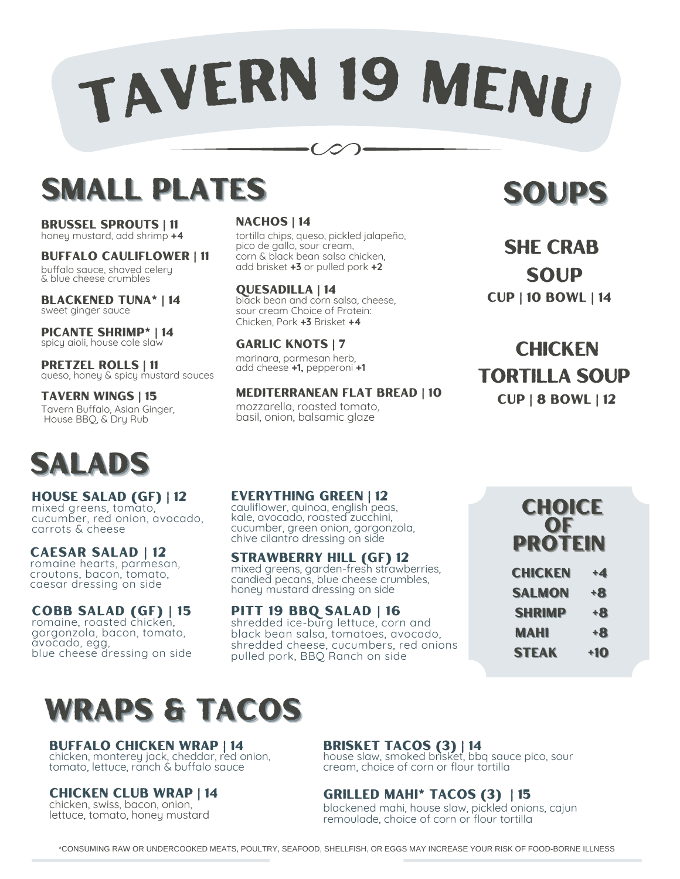# TAVERN 19 MENU

## SMALL PLATES

**BRUSSEL SPROUTS | 11**
honey mustard, add shrimp **+4**

**BUFFALO CAULIFLOWER | 11**
buffalo sauce, shaved celery & blue cheese crumbles

**BLACKENED TUNA* | 14**
sweet ginger sauce

**PICANTE SHRIMP* | 14**
spicy aioli, house cole slaw

**PRETZEL ROLLS | 11**
queso, honey & spicy mustard sauces

**TAVERN WINGS | 15**
Tavern Buffalo, Asian Ginger, House BBQ, & Dry Rub

**NACHOS | 14**
tortilla chips, queso, pickled jalapeño, pico de gallo, sour cream, corn & black bean salsa chicken, add brisket **+3** or pulled pork **+2**

**QUESADILLA | 14**
black bean and corn salsa, cheese, sour cream Choice of Protein: Chicken, Pork **+3** Brisket **+4**

**GARLIC KNOTS | 7**
marinara, parmesan herb, add cheese **+1,** pepperoni **+1**

**MEDITERRANEAN FLAT BREAD | 10**
mozzarella, roasted tomato, basil, onion, balsamic glaze

## SOUPS

**SHE CRAB SOUP**
**CUP | 10 BOWL | 14**

**CHICKEN TORTILLA SOUP**
**CUP | 8 BOWL | 12**

## SALADS

**HOUSE SALAD (GF) | 12**
mixed greens, tomato, cucumber, red onion, avocado, carrots & cheese

**CAESAR SALAD | 12**
romaine hearts, parmesan, croutons, bacon, tomato, caesar dressing on side

**COBB SALAD (GF) | 15**
romaine, roasted chicken, gorgonzola, bacon, tomato, avocado, egg, blue cheese dressing on side

**EVERYTHING GREEN | 12**
cauliflower, quinoa, english peas, kale, avocado, roasted zucchini, cucumber, green onion, gorgonzola, chive cilantro dressing on side

**STRAWBERRY HILL (GF) 12**
mixed greens, garden-fresh strawberries, candied pecans, blue cheese crumbles, honey mustard dressing on side

**PITT 19 BBQ SALAD | 16**
shredded ice-burg lettuce, corn and black bean salsa, tomatoes, avocado, shredded cheese, cucumbers, red onions pulled pork, BBQ Ranch on side

### CHOICE OF PROTEIN

| | |
|---|---|
| CHICKEN | +4 |
| SALMON | +8 |
| SHRIMP | +8 |
| MAHI | +8 |
| STEAK | +10 |

## WRAPS & TACOS

**BUFFALO CHICKEN WRAP | 14**
chicken, monterey jack, cheddar, red onion, tomato, lettuce, ranch & buffalo sauce

**CHICKEN CLUB WRAP | 14**
chicken, swiss, bacon, onion, lettuce, tomato, honey mustard

**BRISKET TACOS (3) | 14**
house slaw, smoked brisket, bbq sauce pico, sour cream, choice of corn or flour tortilla

**GRILLED MAHI* TACOS (3) | 15**
blackened mahi, house slaw, pickled onions, cajun remoulade, choice of corn or flour tortilla

*CONSUMING RAW OR UNDERCOOKED MEATS, POULTRY, SEAFOOD, SHELLFISH, OR EGGS MAY INCREASE YOUR RISK OF FOOD-BORNE ILLNESS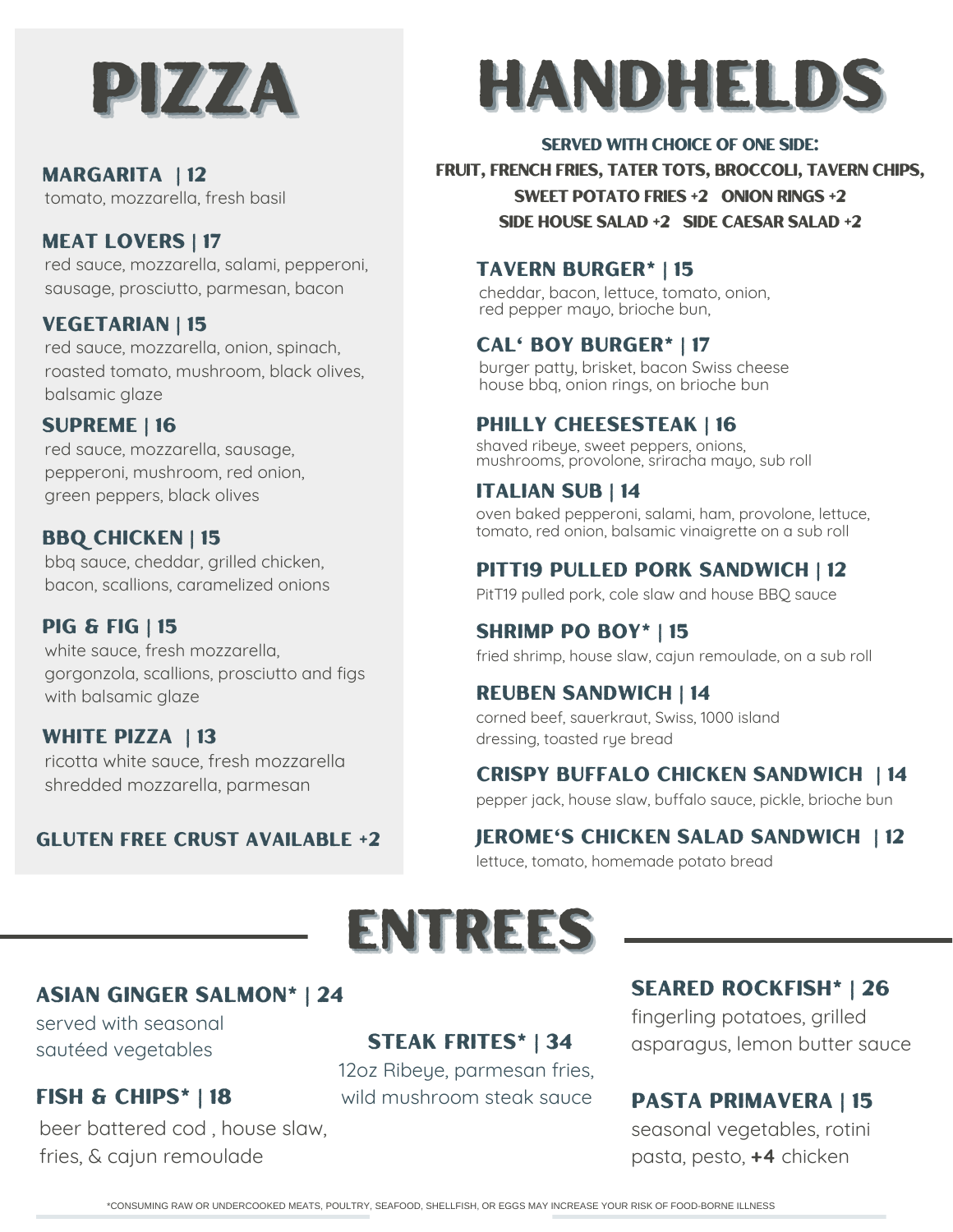# PIZZA

**MARGARITA | 12**
tomato, mozzarella, fresh basil

**MEAT LOVERS | 17**
red sauce, mozzarella, salami, pepperoni, sausage, prosciutto, parmesan, bacon

**VEGETARIAN | 15**
red sauce, mozzarella, onion, spinach, roasted tomato, mushroom, black olives, balsamic glaze

**SUPREME | 16**
red sauce, mozzarella, sausage, pepperoni, mushroom, red onion, green peppers, black olives

**BBQ CHICKEN | 15**
bbq sauce, cheddar, grilled chicken, bacon, scallions, caramelized onions

**PIG & FIG | 15**
white sauce, fresh mozzarella, gorgonzola, scallions, prosciutto and figs with balsamic glaze

**WHITE PIZZA | 13**
ricotta white sauce, fresh mozzarella shredded mozzarella, parmesan

**GLUTEN FREE CRUST AVAILABLE +2**

# HANDHELDS

**SERVED WITH CHOICE OF ONE SIDE:**
**FRUIT, FRENCH FRIES, TATER TOTS, BROCCOLI, TAVERN CHIPS,**
**SWEET POTATO FRIES +2 ONION RINGS +2**
**SIDE HOUSE SALAD +2 SIDE CAESAR SALAD +2**

**TAVERN BURGER* | 15**
cheddar, bacon, lettuce, tomato, onion, red pepper mayo, brioche bun,

**CAL' BOY BURGER* | 17**
burger patty, brisket, bacon Swiss cheese house bbq, onion rings, on brioche bun

**PHILLY CHEESESTEAK | 16**
shaved ribeye, sweet peppers, onions, mushrooms, provolone, sriracha mayo, sub roll

**ITALIAN SUB | 14**
oven baked pepperoni, salami, ham, provolone, lettuce, tomato, red onion, balsamic vinaigrette on a sub roll

**PITT19 PULLED PORK SANDWICH | 12**
PitT19 pulled pork, cole slaw and house BBQ sauce

**SHRIMP PO BOY* | 15**
fried shrimp, house slaw, cajun remoulade, on a sub roll

**REUBEN SANDWICH | 14**
corned beef, sauerkraut, Swiss, 1000 island dressing, toasted rye bread

**CRISPY BUFFALO CHICKEN SANDWICH | 14**
pepper jack, house slaw, buffalo sauce, pickle, brioche bun

**JEROME'S CHICKEN SALAD SANDWICH | 12**
lettuce, tomato, homemade potato bread

# ENTREES

**ASIAN GINGER SALMON* | 24**
served with seasonal sautéed vegetables

**FISH & CHIPS* | 18**
beer battered cod , house slaw, fries, & cajun remoulade

**STEAK FRITES* | 34**
12oz Ribeye, parmesan fries, wild mushroom steak sauce

**SEARED ROCKFISH* | 26**
fingerling potatoes, grilled asparagus, lemon butter sauce

**PASTA PRIMAVERA | 15**
seasonal vegetables, rotini pasta, pesto, **+4** chicken

*CONSUMING RAW OR UNDERCOOKED MEATS, POULTRY, SEAFOOD, SHELLFISH, OR EGGS MAY INCREASE YOUR RISK OF FOOD-BORNE ILLNESS